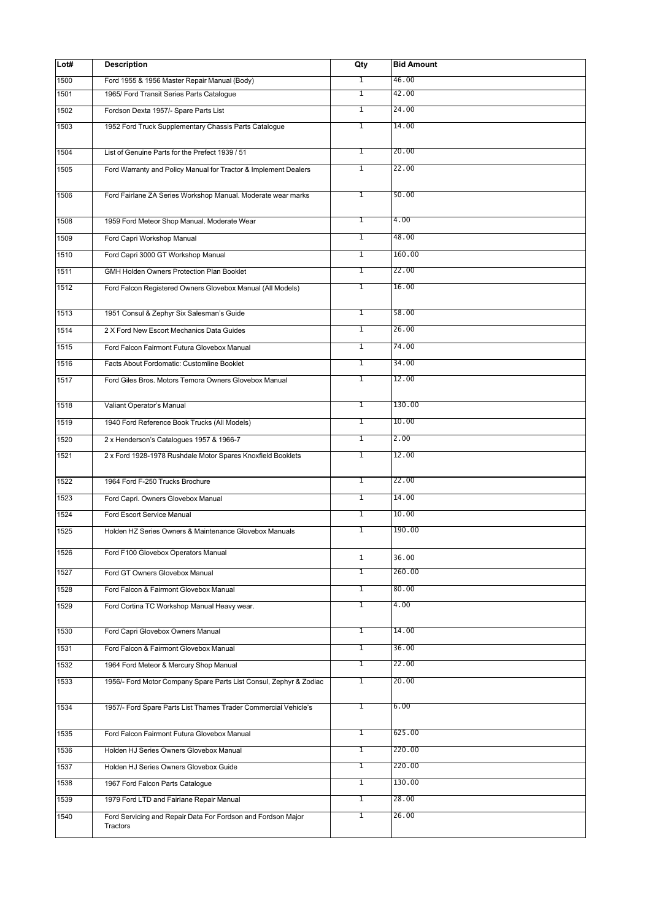| Lot# | Description | Qty | Bid Amount |
|---|---|---|---|
| 1500 | Ford 1955 & 1956 Master Repair Manual (Body) | 1 | 46.00 |
| 1501 | 1965/ Ford Transit Series Parts Catalogue | 1 | 42.00 |
| 1502 | Fordson Dexta 1957/- Spare Parts List | 1 | 24.00 |
| 1503 | 1952 Ford Truck Supplementary Chassis Parts Catalogue | 1 | 14.00 |
| 1504 | List of Genuine Parts for the Prefect 1939 / 51 | 1 | 20.00 |
| 1505 | Ford Warranty and Policy Manual for Tractor & Implement Dealers | 1 | 22.00 |
| 1506 | Ford Fairlane ZA Series Workshop Manual. Moderate wear marks | 1 | 50.00 |
| 1508 | 1959 Ford Meteor Shop Manual. Moderate Wear | 1 | 4.00 |
| 1509 | Ford Capri Workshop Manual | 1 | 48.00 |
| 1510 | Ford Capri 3000 GT Workshop Manual | 1 | 160.00 |
| 1511 | GMH Holden Owners Protection Plan Booklet | 1 | 22.00 |
| 1512 | Ford Falcon Registered Owners Glovebox Manual (All Models) | 1 | 16.00 |
| 1513 | 1951 Consul & Zephyr Six Salesman's Guide | 1 | 58.00 |
| 1514 | 2 X Ford New Escort Mechanics Data Guides | 1 | 26.00 |
| 1515 | Ford Falcon Fairmont Futura Glovebox Manual | 1 | 74.00 |
| 1516 | Facts About Fordomatic: Customline Booklet | 1 | 34.00 |
| 1517 | Ford Giles Bros. Motors Temora Owners Glovebox Manual | 1 | 12.00 |
| 1518 | Valiant Operator's Manual | 1 | 130.00 |
| 1519 | 1940 Ford Reference Book Trucks (All Models) | 1 | 10.00 |
| 1520 | 2 x Henderson's Catalogues 1957 & 1966-7 | 1 | 2.00 |
| 1521 | 2 x Ford 1928-1978 Rushdale Motor Spares Knoxfield Booklets | 1 | 12.00 |
| 1522 | 1964 Ford F-250 Trucks Brochure | 1 | 22.00 |
| 1523 | Ford Capri. Owners Glovebox Manual | 1 | 14.00 |
| 1524 | Ford Escort Service Manual | 1 | 10.00 |
| 1525 | Holden HZ Series Owners & Maintenance Glovebox Manuals | 1 | 190.00 |
| 1526 | Ford F100 Glovebox Operators Manual | 1 | 36.00 |
| 1527 | Ford GT Owners Glovebox Manual | 1 | 260.00 |
| 1528 | Ford Falcon & Fairmont Glovebox Manual | 1 | 80.00 |
| 1529 | Ford Cortina TC Workshop Manual Heavy wear. | 1 | 4.00 |
| 1530 | Ford Capri Glovebox Owners Manual | 1 | 14.00 |
| 1531 | Ford Falcon & Fairmont Glovebox Manual | 1 | 36.00 |
| 1532 | 1964 Ford Meteor & Mercury Shop Manual | 1 | 22.00 |
| 1533 | 1956/- Ford Motor Company Spare Parts List Consul, Zephyr & Zodiac | 1 | 20.00 |
| 1534 | 1957/- Ford Spare Parts List Thames Trader Commercial Vehicle's | 1 | 6.00 |
| 1535 | Ford Falcon Fairmont Futura Glovebox Manual | 1 | 625.00 |
| 1536 | Holden HJ Series Owners Glovebox Manual | 1 | 220.00 |
| 1537 | Holden HJ Series Owners Glovebox Guide | 1 | 220.00 |
| 1538 | 1967 Ford Falcon Parts Catalogue | 1 | 130.00 |
| 1539 | 1979 Ford LTD and Fairlane Repair Manual | 1 | 28.00 |
| 1540 | Ford Servicing and Repair Data For Fordson and Fordson Major Tractors | 1 | 26.00 |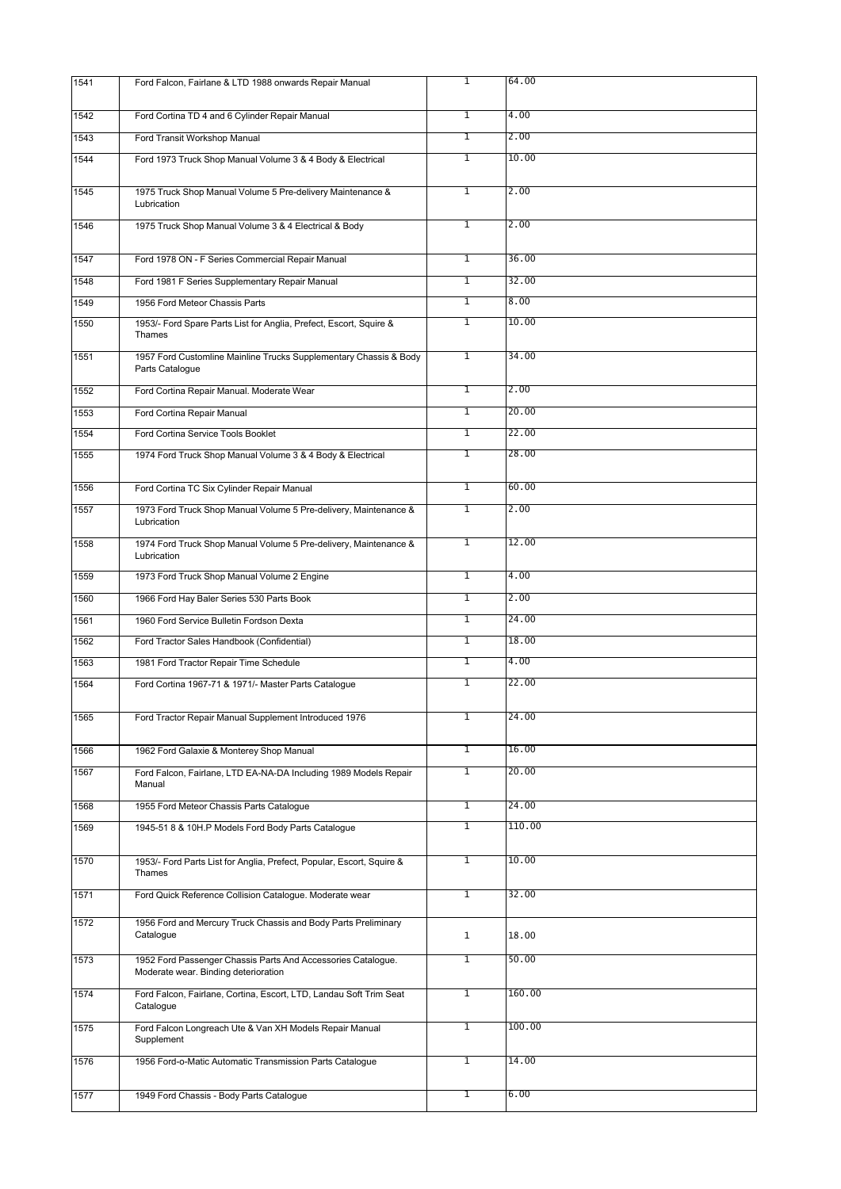| 1541 | Ford Falcon, Fairlane & LTD 1988 onwards Repair Manual | 1 | 64.00 |
|---|---|---|---|
| 1542 | Ford Cortina TD 4 and 6 Cylinder Repair Manual | 1 | 4.00 |
| 1543 | Ford Transit Workshop Manual | 1 | 2.00 |
| 1544 | Ford 1973 Truck Shop Manual Volume 3 & 4 Body & Electrical | 1 | 10.00 |
| 1545 | 1975 Truck Shop Manual Volume 5 Pre-delivery Maintenance & Lubrication | 1 | 2.00 |
| 1546 | 1975 Truck Shop Manual Volume 3 & 4 Electrical & Body | 1 | 2.00 |
| 1547 | Ford 1978 ON - F Series Commercial Repair Manual | 1 | 36.00 |
| 1548 | Ford 1981 F Series Supplementary Repair Manual | 1 | 32.00 |
| 1549 | 1956 Ford Meteor Chassis Parts | 1 | 8.00 |
| 1550 | 1953/- Ford Spare Parts List for Anglia, Prefect, Escort, Squire & Thames | 1 | 10.00 |
| 1551 | 1957 Ford Customline Mainline Trucks Supplementary Chassis & Body Parts Catalogue | 1 | 34.00 |
| 1552 | Ford Cortina Repair Manual. Moderate Wear | 1 | 2.00 |
| 1553 | Ford Cortina Repair Manual | 1 | 20.00 |
| 1554 | Ford Cortina Service Tools Booklet | 1 | 22.00 |
| 1555 | 1974 Ford Truck Shop Manual Volume 3 & 4 Body & Electrical | 1 | 28.00 |
| 1556 | Ford Cortina TC Six Cylinder Repair Manual | 1 | 60.00 |
| 1557 | 1973 Ford Truck Shop Manual Volume 5 Pre-delivery, Maintenance & Lubrication | 1 | 2.00 |
| 1558 | 1974 Ford Truck Shop Manual Volume 5 Pre-delivery, Maintenance & Lubrication | 1 | 12.00 |
| 1559 | 1973 Ford Truck Shop Manual Volume 2 Engine | 1 | 4.00 |
| 1560 | 1966 Ford Hay Baler Series 530 Parts Book | 1 | 2.00 |
| 1561 | 1960 Ford Service Bulletin Fordson Dexta | 1 | 24.00 |
| 1562 | Ford Tractor Sales Handbook (Confidential) | 1 | 18.00 |
| 1563 | 1981 Ford Tractor Repair Time Schedule | 1 | 4.00 |
| 1564 | Ford Cortina 1967-71 & 1971/- Master Parts Catalogue | 1 | 22.00 |
| 1565 | Ford Tractor Repair Manual Supplement Introduced 1976 | 1 | 24.00 |
| 1566 | 1962 Ford Galaxie & Monterey Shop Manual | 1 | 16.00 |
| 1567 | Ford Falcon, Fairlane, LTD EA-NA-DA Including 1989 Models Repair Manual | 1 | 20.00 |
| 1568 | 1955 Ford Meteor Chassis Parts Catalogue | 1 | 24.00 |
| 1569 | 1945-51 8 & 10H.P Models Ford Body Parts Catalogue | 1 | 110.00 |
| 1570 | 1953/- Ford Parts List for Anglia, Prefect, Popular, Escort, Squire & Thames | 1 | 10.00 |
| 1571 | Ford Quick Reference Collision Catalogue. Moderate wear | 1 | 32.00 |
| 1572 | 1956 Ford and Mercury Truck Chassis and Body Parts Preliminary Catalogue | 1 | 18.00 |
| 1573 | 1952 Ford Passenger Chassis Parts And Accessories Catalogue. Moderate wear. Binding deterioration | 1 | 50.00 |
| 1574 | Ford Falcon, Fairlane, Cortina, Escort, LTD, Landau Soft Trim Seat Catalogue | 1 | 160.00 |
| 1575 | Ford Falcon Longreach Ute & Van XH Models Repair Manual Supplement | 1 | 100.00 |
| 1576 | 1956 Ford-o-Matic Automatic Transmission Parts Catalogue | 1 | 14.00 |
| 1577 | 1949 Ford Chassis - Body Parts Catalogue | 1 | 6.00 |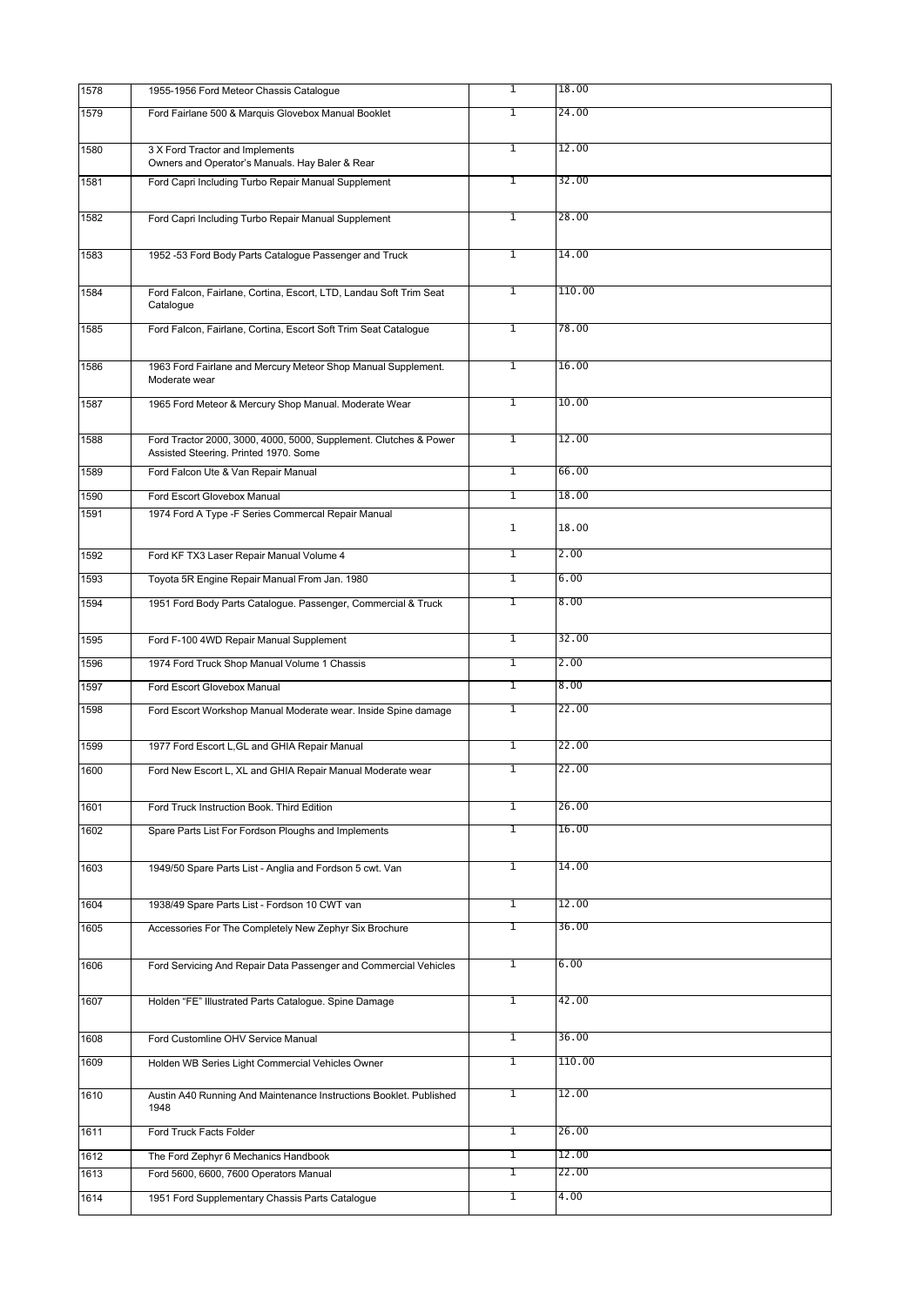| | | | |
|---|---|---|---|
| 1578 | 1955-1956 Ford Meteor Chassis Catalogue | 1 | 18.00 |
| 1579 | Ford Fairlane 500 & Marquis Glovebox Manual Booklet | 1 | 24.00 |
| 1580 | 3 X Ford Tractor and Implements<br>Owners and Operator's Manuals. Hay Baler & Rear | 1 | 12.00 |
| 1581 | Ford Capri Including Turbo Repair Manual Supplement | 1 | 32.00 |
| 1582 | Ford Capri Including Turbo Repair Manual Supplement | 1 | 28.00 |
| 1583 | 1952 -53 Ford Body Parts Catalogue Passenger and Truck | 1 | 14.00 |
| 1584 | Ford Falcon, Fairlane, Cortina, Escort, LTD, Landau Soft Trim Seat Catalogue | 1 | 110.00 |
| 1585 | Ford Falcon, Fairlane, Cortina, Escort Soft Trim Seat Catalogue | 1 | 78.00 |
| 1586 | 1963 Ford Fairlane and Mercury Meteor Shop Manual Supplement. Moderate wear | 1 | 16.00 |
| 1587 | 1965 Ford Meteor & Mercury Shop Manual. Moderate Wear | 1 | 10.00 |
| 1588 | Ford Tractor 2000, 3000, 4000, 5000, Supplement. Clutches & Power Assisted Steering. Printed 1970. Some | 1 | 12.00 |
| 1589 | Ford Falcon Ute & Van Repair Manual | 1 | 66.00 |
| 1590 | Ford Escort Glovebox Manual | 1 | 18.00 |
| 1591 | 1974 Ford A Type -F Series Commercal Repair Manual | 1 | 18.00 |
| 1592 | Ford KF TX3 Laser Repair Manual Volume 4 | 1 | 2.00 |
| 1593 | Toyota 5R Engine Repair Manual From Jan. 1980 | 1 | 6.00 |
| 1594 | 1951 Ford Body Parts Catalogue. Passenger, Commercial & Truck | 1 | 8.00 |
| 1595 | Ford F-100 4WD Repair Manual Supplement | 1 | 32.00 |
| 1596 | 1974 Ford Truck Shop Manual Volume 1 Chassis | 1 | 2.00 |
| 1597 | Ford Escort Glovebox Manual | 1 | 8.00 |
| 1598 | Ford Escort Workshop Manual Moderate wear. Inside Spine damage | 1 | 22.00 |
| 1599 | 1977 Ford Escort L,GL and GHIA Repair Manual | 1 | 22.00 |
| 1600 | Ford New Escort L, XL and GHIA Repair Manual Moderate wear | 1 | 22.00 |
| 1601 | Ford Truck Instruction Book. Third Edition | 1 | 26.00 |
| 1602 | Spare Parts List For Fordson Ploughs and Implements | 1 | 16.00 |
| 1603 | 1949/50 Spare Parts List - Anglia and Fordson 5 cwt. Van | 1 | 14.00 |
| 1604 | 1938/49 Spare Parts List - Fordson 10 CWT van | 1 | 12.00 |
| 1605 | Accessories For The Completely New Zephyr Six Brochure | 1 | 36.00 |
| 1606 | Ford Servicing And Repair Data Passenger and Commercial Vehicles | 1 | 6.00 |
| 1607 | Holden "FE" Illustrated Parts Catalogue. Spine Damage | 1 | 42.00 |
| 1608 | Ford Customline OHV Service Manual | 1 | 36.00 |
| 1609 | Holden WB Series Light Commercial Vehicles Owner | 1 | 110.00 |
| 1610 | Austin A40 Running And Maintenance Instructions Booklet. Published 1948 | 1 | 12.00 |
| 1611 | Ford Truck Facts Folder | 1 | 26.00 |
| 1612 | The Ford Zephyr 6 Mechanics Handbook | 1 | 12.00 |
| 1613 | Ford 5600, 6600, 7600 Operators Manual | 1 | 22.00 |
| 1614 | 1951 Ford Supplementary Chassis Parts Catalogue | 1 | 4.00 |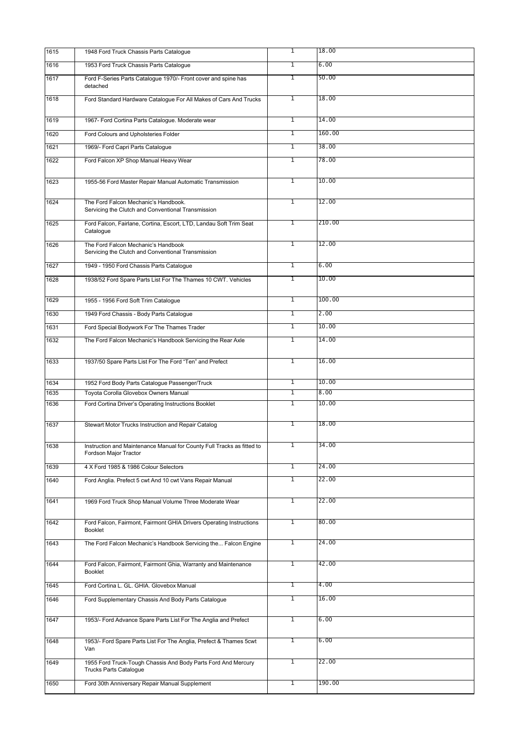| 1615 | 1948 Ford Truck Chassis Parts Catalogue | 1 | 18.00 |
|---|---|---|---|
| 1616 | 1953 Ford Truck Chassis Parts Catalogue | 1 | 6.00 |
| 1617 | Ford F-Series Parts Catalogue 1970/- Front cover and spine has detached | 1 | 50.00 |
| 1618 | Ford Standard Hardware Catalogue For All Makes of Cars And Trucks | 1 | 18.00 |
| 1619 | 1967- Ford Cortina Parts Catalogue. Moderate wear | 1 | 14.00 |
| 1620 | Ford Colours and Upholsteries Folder | 1 | 160.00 |
| 1621 | 1969/- Ford Capri Parts Catalogue | 1 | 38.00 |
| 1622 | Ford Falcon XP Shop Manual Heavy Wear | 1 | 78.00 |
| 1623 | 1955-56 Ford Master Repair Manual Automatic Transmission | 1 | 10.00 |
| 1624 | The Ford Falcon Mechanic's Handbook. Servicing the Clutch and Conventional Transmission | 1 | 12.00 |
| 1625 | Ford Falcon, Fairlane, Cortina, Escort, LTD, Landau Soft Trim Seat Catalogue | 1 | 210.00 |
| 1626 | The Ford Falcon Mechanic's Handbook Servicing the Clutch and Conventional Transmission | 1 | 12.00 |
| 1627 | 1949 - 1950 Ford Chassis Parts Catalogue | 1 | 6.00 |
| 1628 | 1938/52 Ford Spare Parts List For The Thames 10 CWT. Vehicles | 1 | 10.00 |
| 1629 | 1955 - 1956 Ford Soft Trim Catalogue | 1 | 100.00 |
| 1630 | 1949 Ford Chassis - Body Parts Catalogue | 1 | 2.00 |
| 1631 | Ford Special Bodywork For The Thames Trader | 1 | 10.00 |
| 1632 | The Ford Falcon Mechanic's Handbook Servicing the Rear Axle | 1 | 14.00 |
| 1633 | 1937/50 Spare Parts List For The Ford "Ten" and Prefect | 1 | 16.00 |
| 1634 | 1952 Ford Body Parts Catalogue Passenger/Truck | 1 | 10.00 |
| 1635 | Toyota Corolla Glovebox Owners Manual | 1 | 8.00 |
| 1636 | Ford Cortina Driver's Operating Instructions Booklet | 1 | 10.00 |
| 1637 | Stewart Motor Trucks Instruction and Repair Catalog | 1 | 18.00 |
| 1638 | Instruction and Maintenance Manual for County Full Tracks as fitted to Fordson Major Tractor | 1 | 34.00 |
| 1639 | 4 X Ford 1985 & 1986 Colour Selectors | 1 | 24.00 |
| 1640 | Ford Anglia. Prefect 5 cwt And 10 cwt Vans Repair Manual | 1 | 22.00 |
| 1641 | 1969 Ford Truck Shop Manual Volume Three Moderate Wear | 1 | 22.00 |
| 1642 | Ford Falcon, Fairmont, Fairmont GHIA Drivers Operating Instructions Booklet | 1 | 80.00 |
| 1643 | The Ford Falcon Mechanic's Handbook Servicing the... Falcon Engine | 1 | 24.00 |
| 1644 | Ford Falcon, Fairmont, Fairmont Ghia, Warranty and Maintenance Booklet | 1 | 42.00 |
| 1645 | Ford Cortina L. GL. GHIA. Glovebox Manual | 1 | 4.00 |
| 1646 | Ford Supplementary Chassis And Body Parts Catalogue | 1 | 16.00 |
| 1647 | 1953/- Ford Advance Spare Parts List For The Anglia and Prefect | 1 | 6.00 |
| 1648 | 1953/- Ford Spare Parts List For The Anglia, Prefect & Thames 5cwt Van | 1 | 6.00 |
| 1649 | 1955 Ford Truck-Tough Chassis And Body Parts Ford And Mercury Trucks Parts Catalogue | 1 | 22.00 |
| 1650 | Ford 30th Anniversary Repair Manual Supplement | 1 | 190.00 |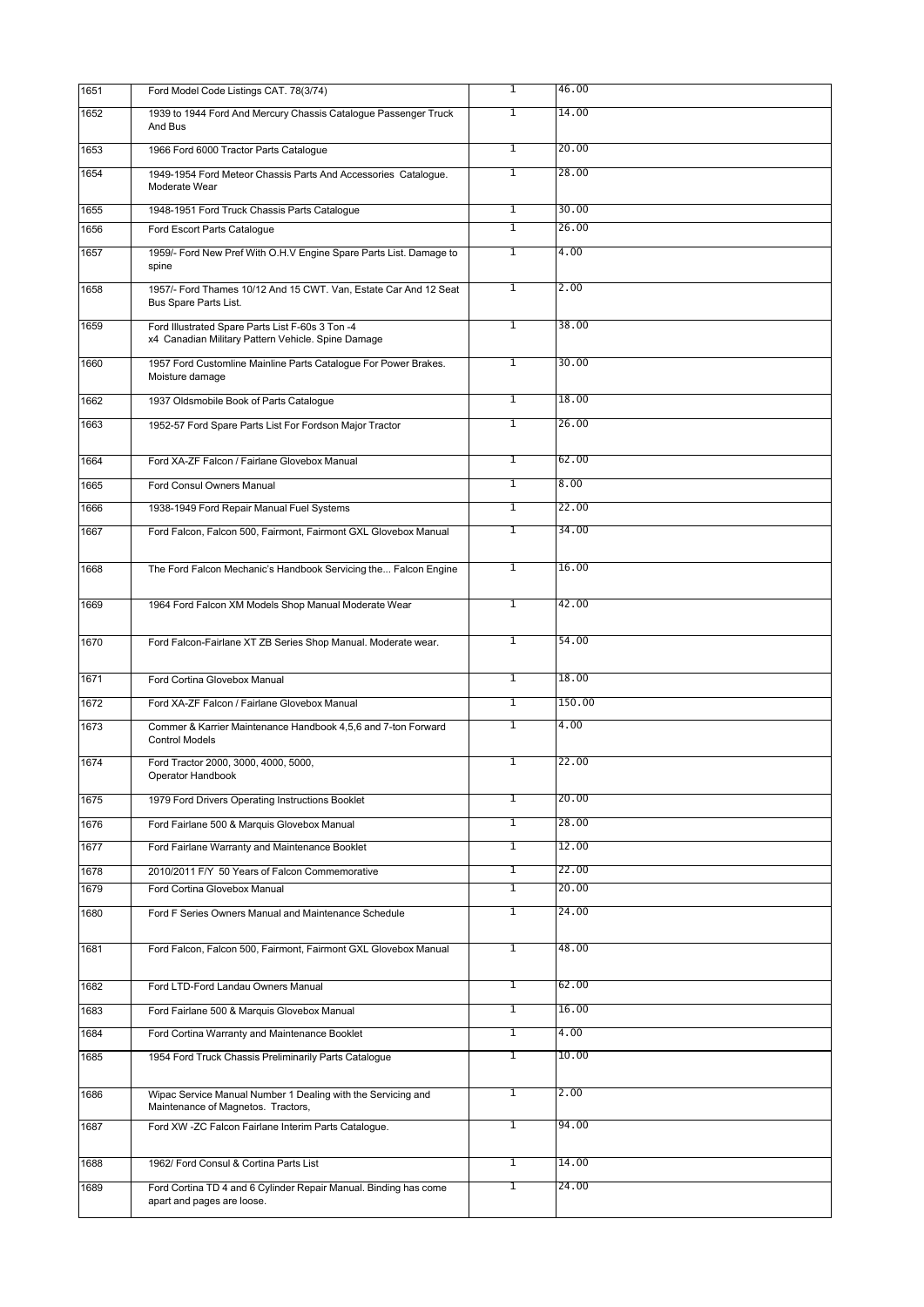| | | | |
|---|---|---|---|
| 1651 | Ford Model Code Listings CAT. 78(3/74) | 1 | 46.00 |
| 1652 | 1939 to 1944 Ford And Mercury Chassis Catalogue Passenger Truck And Bus | 1 | 14.00 |
| 1653 | 1966 Ford 6000 Tractor Parts Catalogue | 1 | 20.00 |
| 1654 | 1949-1954 Ford Meteor Chassis Parts And Accessories Catalogue. Moderate Wear | 1 | 28.00 |
| 1655 | 1948-1951 Ford Truck Chassis Parts Catalogue | 1 | 30.00 |
| 1656 | Ford Escort Parts Catalogue | 1 | 26.00 |
| 1657 | 1959/- Ford New Pref With O.H.V Engine Spare Parts List. Damage to spine | 1 | 4.00 |
| 1658 | 1957/- Ford Thames 10/12 And 15 CWT. Van, Estate Car And 12 Seat Bus Spare Parts List. | 1 | 2.00 |
| 1659 | Ford Illustrated Spare Parts List F-60s 3 Ton -4 x4 Canadian Military Pattern Vehicle. Spine Damage | 1 | 38.00 |
| 1660 | 1957 Ford Customline Mainline Parts Catalogue For Power Brakes. Moisture damage | 1 | 30.00 |
| 1662 | 1937 Oldsmobile Book of Parts Catalogue | 1 | 18.00 |
| 1663 | 1952-57 Ford Spare Parts List For Fordson Major Tractor | 1 | 26.00 |
| 1664 | Ford XA-ZF Falcon / Fairlane Glovebox Manual | 1 | 62.00 |
| 1665 | Ford Consul Owners Manual | 1 | 8.00 |
| 1666 | 1938-1949 Ford Repair Manual Fuel Systems | 1 | 22.00 |
| 1667 | Ford Falcon, Falcon 500, Fairmont, Fairmont GXL Glovebox Manual | 1 | 34.00 |
| 1668 | The Ford Falcon Mechanic's Handbook Servicing the... Falcon Engine | 1 | 16.00 |
| 1669 | 1964 Ford Falcon XM Models Shop Manual Moderate Wear | 1 | 42.00 |
| 1670 | Ford Falcon-Fairlane XT ZB Series Shop Manual. Moderate wear. | 1 | 54.00 |
| 1671 | Ford Cortina Glovebox Manual | 1 | 18.00 |
| 1672 | Ford XA-ZF Falcon / Fairlane Glovebox Manual | 1 | 150.00 |
| 1673 | Commer & Karrier Maintenance Handbook 4,5,6 and 7-ton Forward Control Models | 1 | 4.00 |
| 1674 | Ford Tractor 2000, 3000, 4000, 5000, Operator Handbook | 1 | 22.00 |
| 1675 | 1979 Ford Drivers Operating Instructions Booklet | 1 | 20.00 |
| 1676 | Ford Fairlane 500 & Marquis Glovebox Manual | 1 | 28.00 |
| 1677 | Ford Fairlane Warranty and Maintenance Booklet | 1 | 12.00 |
| 1678 | 2010/2011 F/Y 50 Years of Falcon Commemorative | 1 | 22.00 |
| 1679 | Ford Cortina Glovebox Manual | 1 | 20.00 |
| 1680 | Ford F Series Owners Manual and Maintenance Schedule | 1 | 24.00 |
| 1681 | Ford Falcon, Falcon 500, Fairmont, Fairmont GXL Glovebox Manual | 1 | 48.00 |
| 1682 | Ford LTD-Ford Landau Owners Manual | 1 | 62.00 |
| 1683 | Ford Fairlane 500 & Marquis Glovebox Manual | 1 | 16.00 |
| 1684 | Ford Cortina Warranty and Maintenance Booklet | 1 | 4.00 |
| 1685 | 1954 Ford Truck Chassis Preliminarily Parts Catalogue | 1 | 10.00 |
| 1686 | Wipac Service Manual Number 1 Dealing with the Servicing and Maintenance of Magnetos. Tractors, | 1 | 2.00 |
| 1687 | Ford XW -ZC Falcon Fairlane Interim Parts Catalogue. | 1 | 94.00 |
| 1688 | 1962/ Ford Consul & Cortina Parts List | 1 | 14.00 |
| 1689 | Ford Cortina TD 4 and 6 Cylinder Repair Manual. Binding has come apart and pages are loose. | 1 | 24.00 |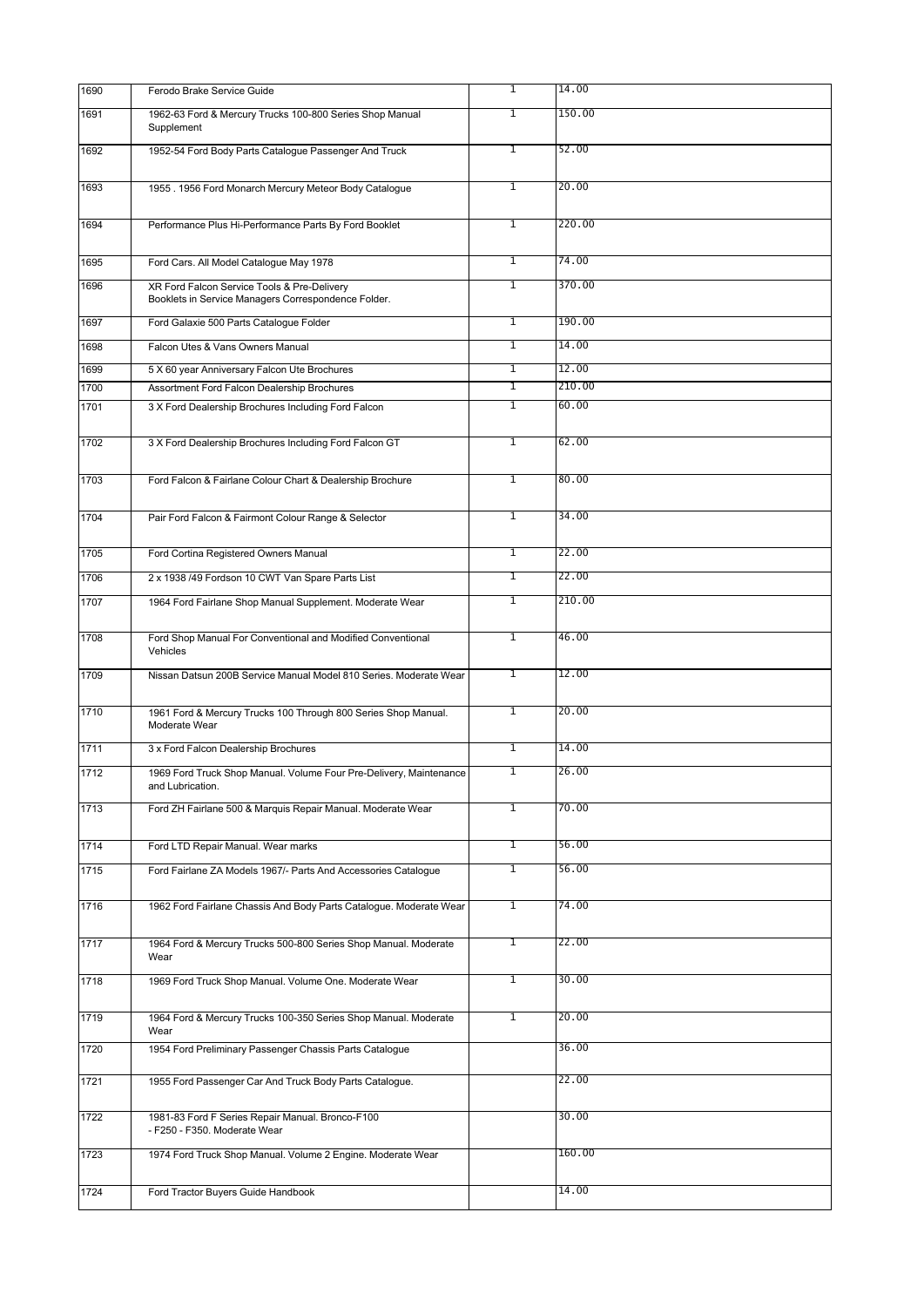| | | | |
|---|---|---|---|
| 1690 | Ferodo Brake Service Guide | 1 | 14.00 |
| 1691 | 1962-63 Ford & Mercury Trucks 100-800 Series Shop Manual Supplement | 1 | 150.00 |
| 1692 | 1952-54 Ford Body Parts Catalogue Passenger And Truck | 1 | 52.00 |
| 1693 | 1955 . 1956 Ford Monarch Mercury Meteor Body Catalogue | 1 | 20.00 |
| 1694 | Performance Plus Hi-Performance Parts By Ford Booklet | 1 | 220.00 |
| 1695 | Ford Cars. All Model Catalogue May 1978 | 1 | 74.00 |
| 1696 | XR Ford Falcon Service Tools & Pre-Delivery Booklets in Service Managers Correspondence Folder. | 1 | 370.00 |
| 1697 | Ford Galaxie 500 Parts Catalogue Folder | 1 | 190.00 |
| 1698 | Falcon Utes & Vans Owners Manual | 1 | 14.00 |
| 1699 | 5 X 60 year Anniversary Falcon Ute Brochures | 1 | 12.00 |
| 1700 | Assortment Ford Falcon Dealership Brochures | 1 | 210.00 |
| 1701 | 3 X Ford Dealership Brochures Including Ford Falcon | 1 | 60.00 |
| 1702 | 3 X Ford Dealership Brochures Including Ford Falcon GT | 1 | 62.00 |
| 1703 | Ford Falcon & Fairlane Colour Chart & Dealership Brochure | 1 | 80.00 |
| 1704 | Pair Ford Falcon & Fairmont Colour Range & Selector | 1 | 34.00 |
| 1705 | Ford Cortina Registered Owners Manual | 1 | 22.00 |
| 1706 | 2 x 1938 /49 Fordson 10 CWT Van Spare Parts List | 1 | 22.00 |
| 1707 | 1964 Ford Fairlane Shop Manual Supplement. Moderate Wear | 1 | 210.00 |
| 1708 | Ford Shop Manual For Conventional and Modified Conventional Vehicles | 1 | 46.00 |
| 1709 | Nissan Datsun 200B Service Manual Model 810 Series. Moderate Wear | 1 | 12.00 |
| 1710 | 1961 Ford & Mercury Trucks 100 Through 800 Series Shop Manual. Moderate Wear | 1 | 20.00 |
| 1711 | 3 x Ford Falcon Dealership Brochures | 1 | 14.00 |
| 1712 | 1969 Ford Truck Shop Manual. Volume Four Pre-Delivery, Maintenance and Lubrication. | 1 | 26.00 |
| 1713 | Ford ZH Fairlane 500 & Marquis Repair Manual. Moderate Wear | 1 | 70.00 |
| 1714 | Ford LTD Repair Manual. Wear marks | 1 | 56.00 |
| 1715 | Ford Fairlane ZA Models 1967/- Parts And Accessories Catalogue | 1 | 56.00 |
| 1716 | 1962 Ford Fairlane Chassis And Body Parts Catalogue. Moderate Wear | 1 | 74.00 |
| 1717 | 1964 Ford & Mercury Trucks 500-800 Series Shop Manual. Moderate Wear | 1 | 22.00 |
| 1718 | 1969 Ford Truck Shop Manual. Volume One. Moderate Wear | 1 | 30.00 |
| 1719 | 1964 Ford & Mercury Trucks 100-350 Series Shop Manual. Moderate Wear | 1 | 20.00 |
| 1720 | 1954 Ford Preliminary Passenger Chassis Parts Catalogue | | 36.00 |
| 1721 | 1955 Ford Passenger Car And Truck Body Parts Catalogue. | | 22.00 |
| 1722 | 1981-83 Ford F Series Repair Manual. Bronco-F100 - F250 - F350. Moderate Wear | | 30.00 |
| 1723 | 1974 Ford Truck Shop Manual. Volume 2 Engine. Moderate Wear | | 160.00 |
| 1724 | Ford Tractor Buyers Guide Handbook | | 14.00 |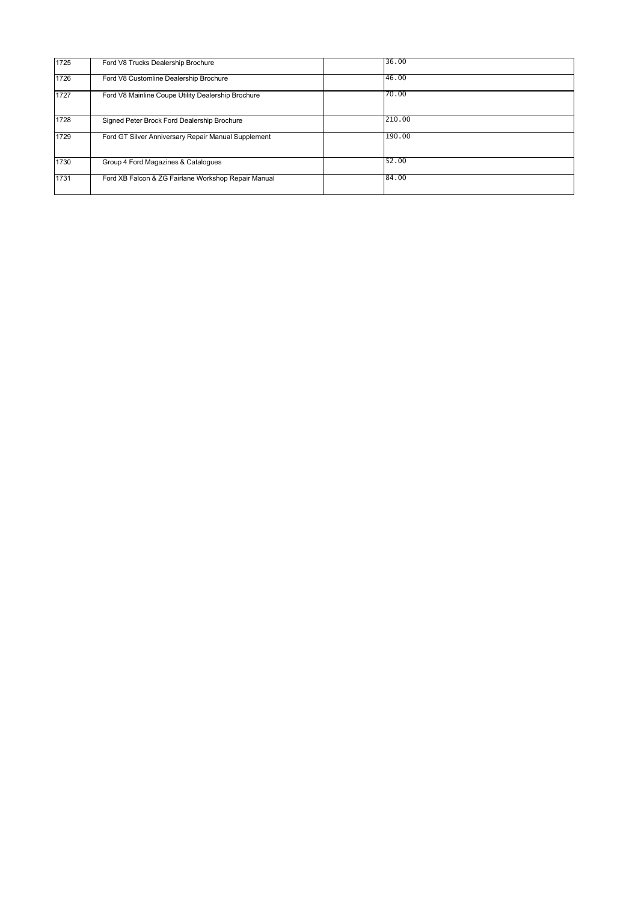| | | | |
|---|---|---|---|
| 1725 | Ford V8 Trucks Dealership Brochure | | 36.00 |
| 1726 | Ford V8 Customline Dealership Brochure | | 46.00 |
| 1727 | Ford V8 Mainline Coupe Utility Dealership Brochure | | 70.00 |
| 1728 | Signed Peter Brock Ford Dealership Brochure | | 210.00 |
| 1729 | Ford GT Silver Anniversary Repair Manual Supplement | | 190.00 |
| 1730 | Group 4 Ford Magazines & Catalogues | | 52.00 |
| 1731 | Ford XB Falcon & ZG Fairlane Workshop Repair Manual | | 84.00 |